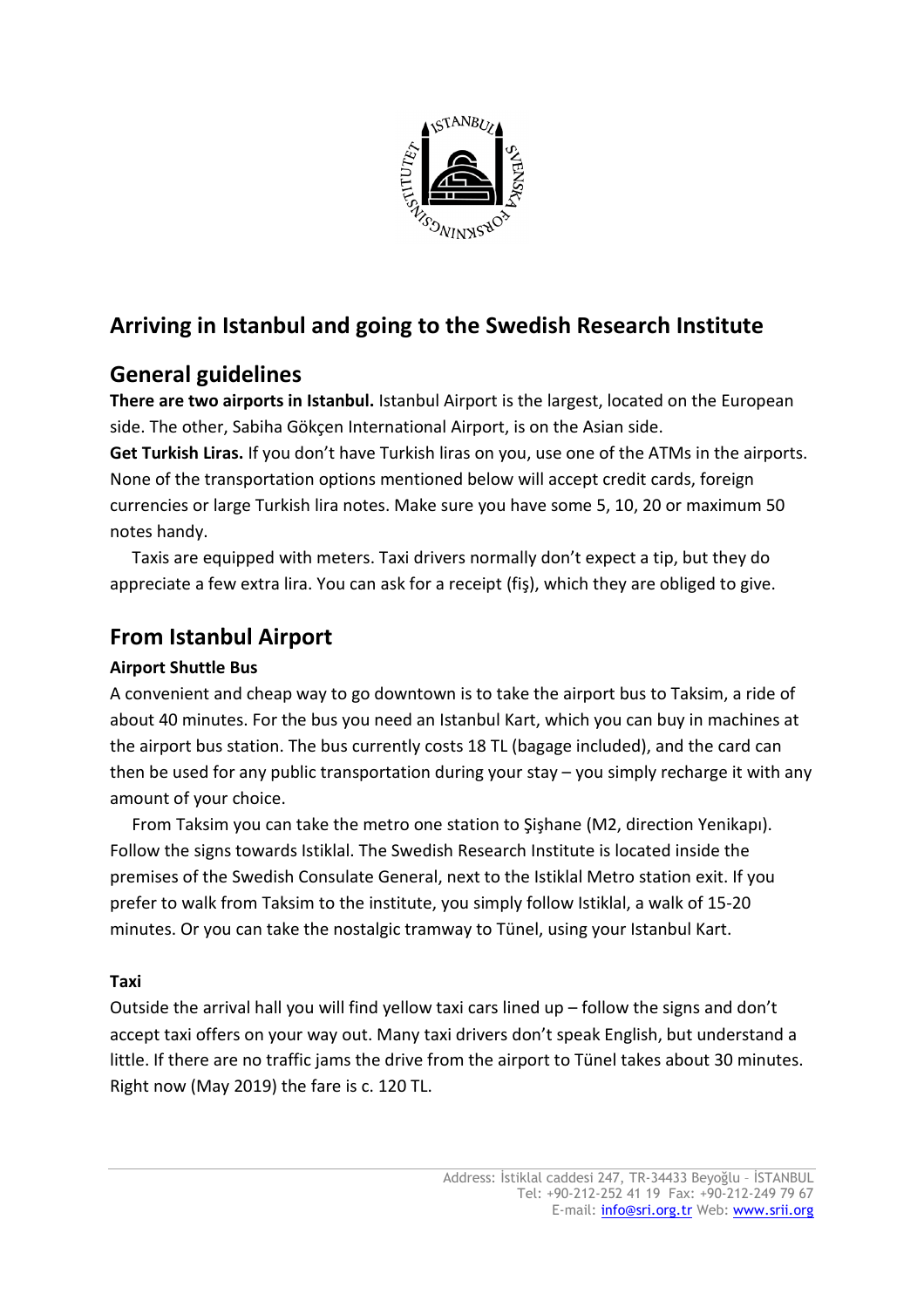# Arriving in Istanbul and going to the Swedish Research Institute

## General guidelines

**There are two airports in Istanbul.** Istanbul Airport is the largest, located on the European side. The other, Sabiha Gökçen International Airport, is on the Asian side.
**Get Turkish Liras.** If you don't have Turkish liras on you, use one of the ATMs in the airports. None of the transportation options mentioned below will accept credit cards, foreign currencies or large Turkish lira notes. Make sure you have some 5, 10, 20 or maximum 50 notes handy.

Taxis are equipped with meters. Taxi drivers normally don't expect a tip, but they do appreciate a few extra lira. You can ask for a receipt (fiş), which they are obliged to give.

## From Istanbul Airport

### Airport Shuttle Bus

A convenient and cheap way to go downtown is to take the airport bus to Taksim, a ride of about 40 minutes. For the bus you need an Istanbul Kart, which you can buy in machines at the airport bus station. The bus currently costs 18 TL (bagage included), and the card can then be used for any public transportation during your stay – you simply recharge it with any amount of your choice.

From Taksim you can take the metro one station to Şişhane (M2, direction Yenikapı). Follow the signs towards Istiklal. The Swedish Research Institute is located inside the premises of the Swedish Consulate General, next to the Istiklal Metro station exit. If you prefer to walk from Taksim to the institute, you simply follow Istiklal, a walk of 15-20 minutes. Or you can take the nostalgic tramway to Tünel, using your Istanbul Kart.

### Taxi

Outside the arrival hall you will find yellow taxi cars lined up – follow the signs and don't accept taxi offers on your way out. Many taxi drivers don't speak English, but understand a little. If there are no traffic jams the drive from the airport to Tünel takes about 30 minutes. Right now (May 2019) the fare is c. 120 TL.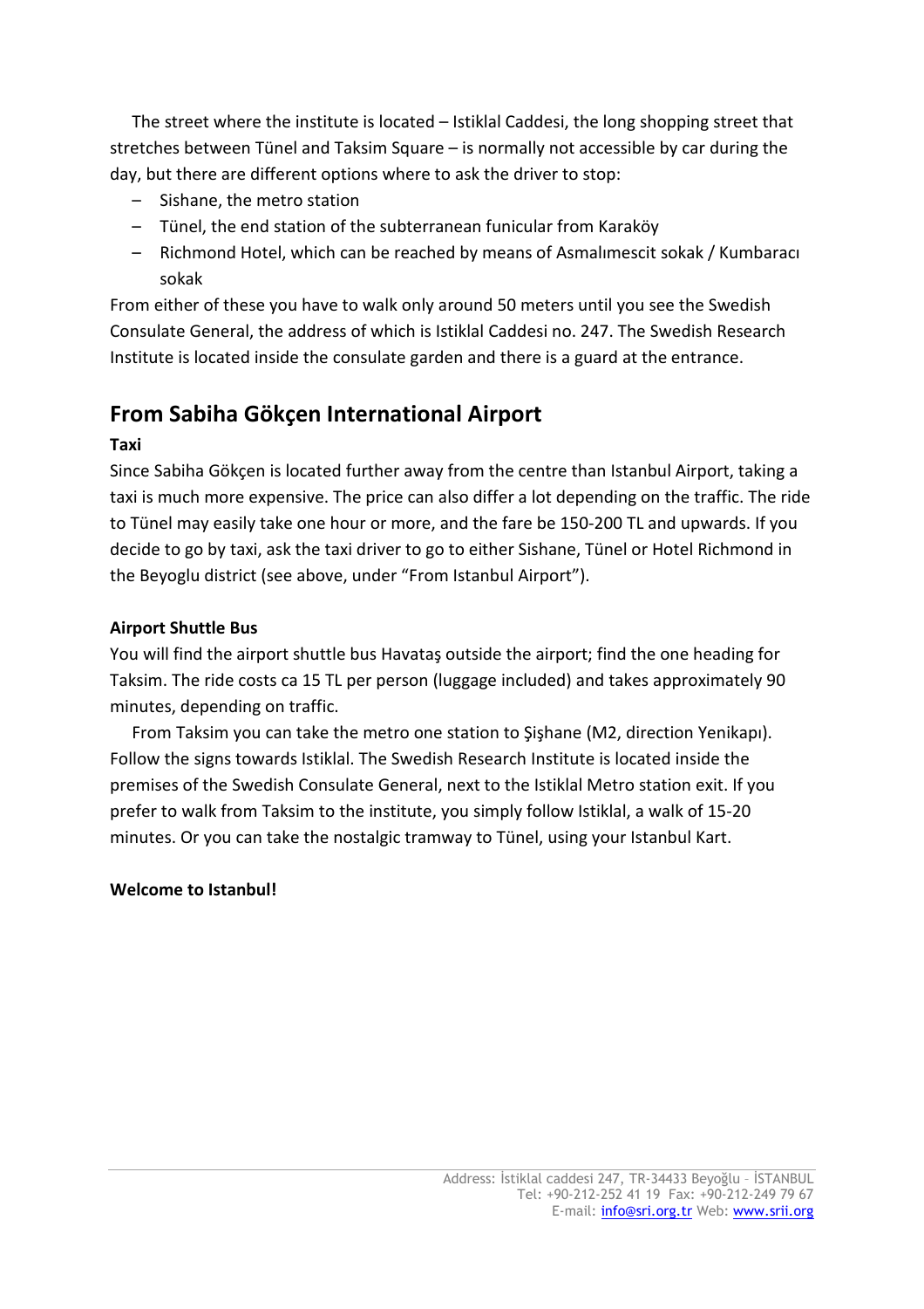The street where the institute is located – Istiklal Caddesi, the long shopping street that stretches between Tünel and Taksim Square – is normally not accessible by car during the day, but there are different options where to ask the driver to stop:

- Sishane, the metro station
- Tünel, the end station of the subterranean funicular from Karaköy
- Richmond Hotel, which can be reached by means of Asmalımescit sokak / Kumbaracı sokak

From either of these you have to walk only around 50 meters until you see the Swedish Consulate General, the address of which is Istiklal Caddesi no. 247. The Swedish Research Institute is located inside the consulate garden and there is a guard at the entrance.

## From Sabiha Gökçen International Airport

**Taxi**

Since Sabiha Gökçen is located further away from the centre than Istanbul Airport, taking a taxi is much more expensive. The price can also differ a lot depending on the traffic. The ride to Tünel may easily take one hour or more, and the fare be 150-200 TL and upwards. If you decide to go by taxi, ask the taxi driver to go to either Sishane, Tünel or Hotel Richmond in the Beyoglu district (see above, under "From Istanbul Airport").

**Airport Shuttle Bus**

You will find the airport shuttle bus Havataş outside the airport; find the one heading for Taksim. The ride costs ca 15 TL per person (luggage included) and takes approximately 90 minutes, depending on traffic.

From Taksim you can take the metro one station to Şişhane (M2, direction Yenikapı). Follow the signs towards Istiklal. The Swedish Research Institute is located inside the premises of the Swedish Consulate General, next to the Istiklal Metro station exit. If you prefer to walk from Taksim to the institute, you simply follow Istiklal, a walk of 15-20 minutes. Or you can take the nostalgic tramway to Tünel, using your Istanbul Kart.

**Welcome to Istanbul!**

Address: İstiklal caddesi 247, TR-34433 Beyoğlu – İSTANBUL
Tel: +90-212-252 41 19 Fax: +90-212-249 79 67
E-mail: info@sri.org.tr Web: www.srii.org